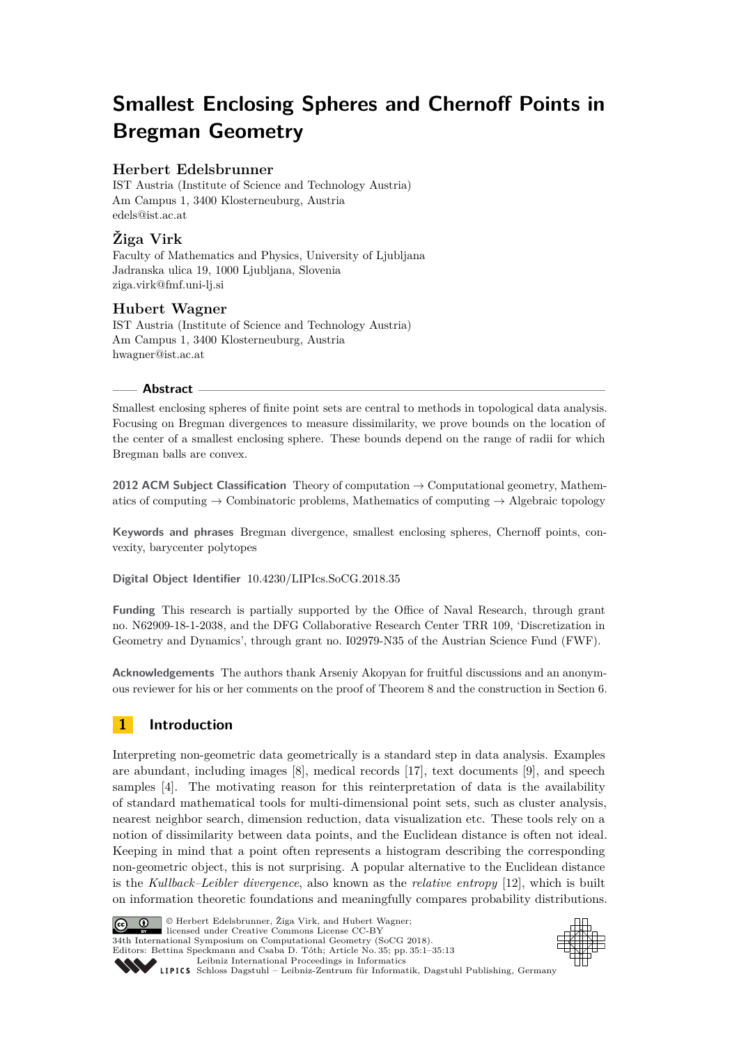# Smallest Enclosing Spheres and Chernoff Points in Bregman Geometry

## Herbert Edelsbrunner

IST Austria (Institute of Science and Technology Austria)
Am Campus 1, 3400 Klosterneuburg, Austria
edels@ist.ac.at

## Žiga Virk

Faculty of Mathematics and Physics, University of Ljubljana
Jadranska ulica 19, 1000 Ljubljana, Slovenia
ziga.virk@fmf.uni-lj.si

## Hubert Wagner

IST Austria (Institute of Science and Technology Austria)
Am Campus 1, 3400 Klosterneuburg, Austria
hwagner@ist.ac.at

### Abstract

Smallest enclosing spheres of finite point sets are central to methods in topological data analysis. Focusing on Bregman divergences to measure dissimilarity, we prove bounds on the location of the center of a smallest enclosing sphere. These bounds depend on the range of radii for which Bregman balls are convex.

**2012 ACM Subject Classification** Theory of computation → Computational geometry, Mathematics of computing → Combinatoric problems, Mathematics of computing → Algebraic topology

**Keywords and phrases** Bregman divergence, smallest enclosing spheres, Chernoff points, convexity, barycenter polytopes

**Digital Object Identifier** 10.4230/LIPIcs.SoCG.2018.35

**Funding** This research is partially supported by the Office of Naval Research, through grant no. N62909-18-1-2038, and the DFG Collaborative Research Center TRR 109, 'Discretization in Geometry and Dynamics', through grant no. I02979-N35 of the Austrian Science Fund (FWF).

**Acknowledgements** The authors thank Arseniy Akopyan for fruitful discussions and an anonymous reviewer for his or her comments on the proof of Theorem 8 and the construction in Section 6.

## 1 Introduction

Interpreting non-geometric data geometrically is a standard step in data analysis. Examples are abundant, including images [8], medical records [17], text documents [9], and speech samples [4]. The motivating reason for this reinterpretation of data is the availability of standard mathematical tools for multi-dimensional point sets, such as cluster analysis, nearest neighbor search, dimension reduction, data visualization etc. These tools rely on a notion of dissimilarity between data points, and the Euclidean distance is often not ideal. Keeping in mind that a point often represents a histogram describing the corresponding non-geometric object, this is not surprising. A popular alternative to the Euclidean distance is the *Kullback–Leibler divergence*, also known as the *relative entropy* [12], which is built on information theoretic foundations and meaningfully compares probability distributions.

© Herbert Edelsbrunner, Žiga Virk, and Hubert Wagner;
licensed under Creative Commons License CC-BY
34th International Symposium on Computational Geometry (SoCG 2018).
Editors: Bettina Speckmann and Csaba D. Tóth; Article No. 35; pp. 35:1–35:13
Leibniz International Proceedings in Informatics
LIPICS Schloss Dagstuhl – Leibniz-Zentrum für Informatik, Dagstuhl Publishing, Germany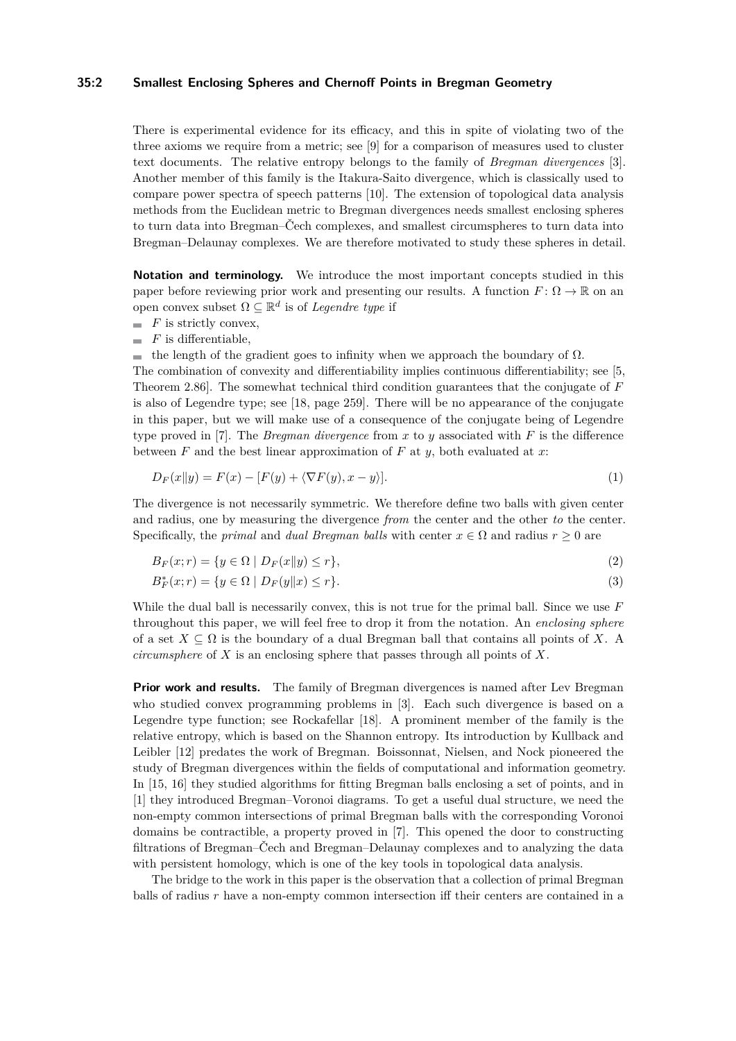There is experimental evidence for its efficacy, and this in spite of violating two of the three axioms we require from a metric; see [9] for a comparison of measures used to cluster text documents. The relative entropy belongs to the family of *Bregman divergences* [3]. Another member of this family is the Itakura-Saito divergence, which is classically used to compare power spectra of speech patterns [10]. The extension of topological data analysis methods from the Euclidean metric to Bregman divergences needs smallest enclosing spheres to turn data into Bregman–Čech complexes, and smallest circumspheres to turn data into Bregman–Delaunay complexes. We are therefore motivated to study these spheres in detail.

**Notation and terminology.** We introduce the most important concepts studied in this paper before reviewing prior work and presenting our results. A function $F\colon \Omega \to \mathbb{R}$ on an open convex subset $\Omega \subseteq \mathbb{R}^d$ is of *Legendre type* if

- $F$ is strictly convex,
- $F$ is differentiable,
- the length of the gradient goes to infinity when we approach the boundary of $\Omega$.

The combination of convexity and differentiability implies continuous differentiability; see [5, Theorem 2.86]. The somewhat technical third condition guarantees that the conjugate of $F$ is also of Legendre type; see [18, page 259]. There will be no appearance of the conjugate in this paper, but we will make use of a consequence of the conjugate being of Legendre type proved in [7]. The *Bregman divergence* from $x$ to $y$ associated with $F$ is the difference between $F$ and the best linear approximation of $F$ at $y$, both evaluated at $x$:

$$D_F(x\|y) = F(x) - [F(y) + \langle \nabla F(y), x - y\rangle]. \tag{1}$$

The divergence is not necessarily symmetric. We therefore define two balls with given center and radius, one by measuring the divergence *from* the center and the other *to* the center. Specifically, the *primal* and *dual Bregman balls* with center $x \in \Omega$ and radius $r \geq 0$ are

$$B_F(x;r) = \{y \in \Omega \mid D_F(x\|y) \leq r\}, \tag{2}$$

$$B_F^*(x;r) = \{y \in \Omega \mid D_F(y\|x) \leq r\}. \tag{3}$$

While the dual ball is necessarily convex, this is not true for the primal ball. Since we use $F$ throughout this paper, we will feel free to drop it from the notation. An *enclosing sphere* of a set $X \subseteq \Omega$ is the boundary of a dual Bregman ball that contains all points of $X$. A *circumsphere* of $X$ is an enclosing sphere that passes through all points of $X$.

**Prior work and results.** The family of Bregman divergences is named after Lev Bregman who studied convex programming problems in [3]. Each such divergence is based on a Legendre type function; see Rockafellar [18]. A prominent member of the family is the relative entropy, which is based on the Shannon entropy. Its introduction by Kullback and Leibler [12] predates the work of Bregman. Boissonnat, Nielsen, and Nock pioneered the study of Bregman divergences within the fields of computational and information geometry. In [15, 16] they studied algorithms for fitting Bregman balls enclosing a set of points, and in [1] they introduced Bregman–Voronoi diagrams. To get a useful dual structure, we need the non-empty common intersections of primal Bregman balls with the corresponding Voronoi domains be contractible, a property proved in [7]. This opened the door to constructing filtrations of Bregman–Čech and Bregman–Delaunay complexes and to analyzing the data with persistent homology, which is one of the key tools in topological data analysis.

The bridge to the work in this paper is the observation that a collection of primal Bregman balls of radius $r$ have a non-empty common intersection iff their centers are contained in a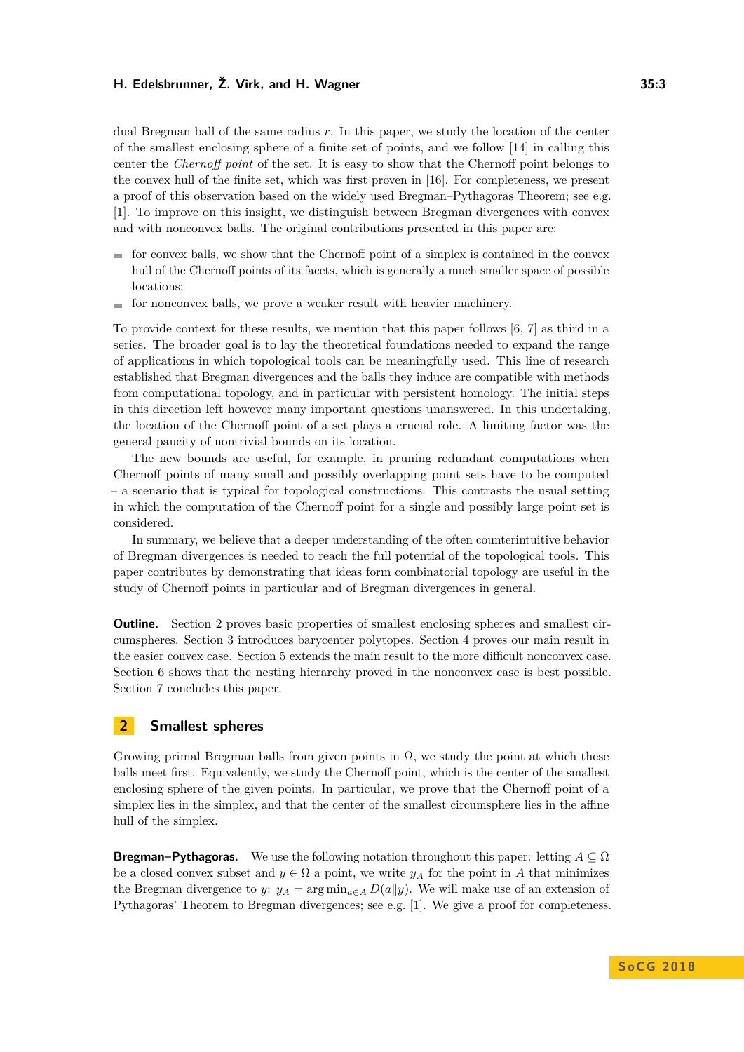dual Bregman ball of the same radius $r$. In this paper, we study the location of the center of the smallest enclosing sphere of a finite set of points, and we follow [14] in calling this center the *Chernoff point* of the set. It is easy to show that the Chernoff point belongs to the convex hull of the finite set, which was first proven in [16]. For completeness, we present a proof of this observation based on the widely used Bregman–Pythagoras Theorem; see e.g. [1]. To improve on this insight, we distinguish between Bregman divergences with convex and with nonconvex balls. The original contributions presented in this paper are:

- for convex balls, we show that the Chernoff point of a simplex is contained in the convex hull of the Chernoff points of its facets, which is generally a much smaller space of possible locations;
- for nonconvex balls, we prove a weaker result with heavier machinery.

To provide context for these results, we mention that this paper follows [6, 7] as third in a series. The broader goal is to lay the theoretical foundations needed to expand the range of applications in which topological tools can be meaningfully used. This line of research established that Bregman divergences and the balls they induce are compatible with methods from computational topology, and in particular with persistent homology. The initial steps in this direction left however many important questions unanswered. In this undertaking, the location of the Chernoff point of a set plays a crucial role. A limiting factor was the general paucity of nontrivial bounds on its location.

The new bounds are useful, for example, in pruning redundant computations when Chernoff points of many small and possibly overlapping point sets have to be computed – a scenario that is typical for topological constructions. This contrasts the usual setting in which the computation of the Chernoff point for a single and possibly large point set is considered.

In summary, we believe that a deeper understanding of the often counterintuitive behavior of Bregman divergences is needed to reach the full potential of the topological tools. This paper contributes by demonstrating that ideas form combinatorial topology are useful in the study of Chernoff points in particular and of Bregman divergences in general.

**Outline.** Section 2 proves basic properties of smallest enclosing spheres and smallest circumspheres. Section 3 introduces barycenter polytopes. Section 4 proves our main result in the easier convex case. Section 5 extends the main result to the more difficult nonconvex case. Section 6 shows that the nesting hierarchy proved in the nonconvex case is best possible. Section 7 concludes this paper.

## 2 Smallest spheres

Growing primal Bregman balls from given points in $\Omega$, we study the point at which these balls meet first. Equivalently, we study the Chernoff point, which is the center of the smallest enclosing sphere of the given points. In particular, we prove that the Chernoff point of a simplex lies in the simplex, and that the center of the smallest circumsphere lies in the affine hull of the simplex.

**Bregman–Pythagoras.** We use the following notation throughout this paper: letting $A \subseteq \Omega$ be a closed convex subset and $y \in \Omega$ a point, we write $y_A$ for the point in $A$ that minimizes the Bregman divergence to $y$: $y_A = \arg\min_{a \in A} D(a \| y)$. We will make use of an extension of Pythagoras' Theorem to Bregman divergences; see e.g. [1]. We give a proof for completeness.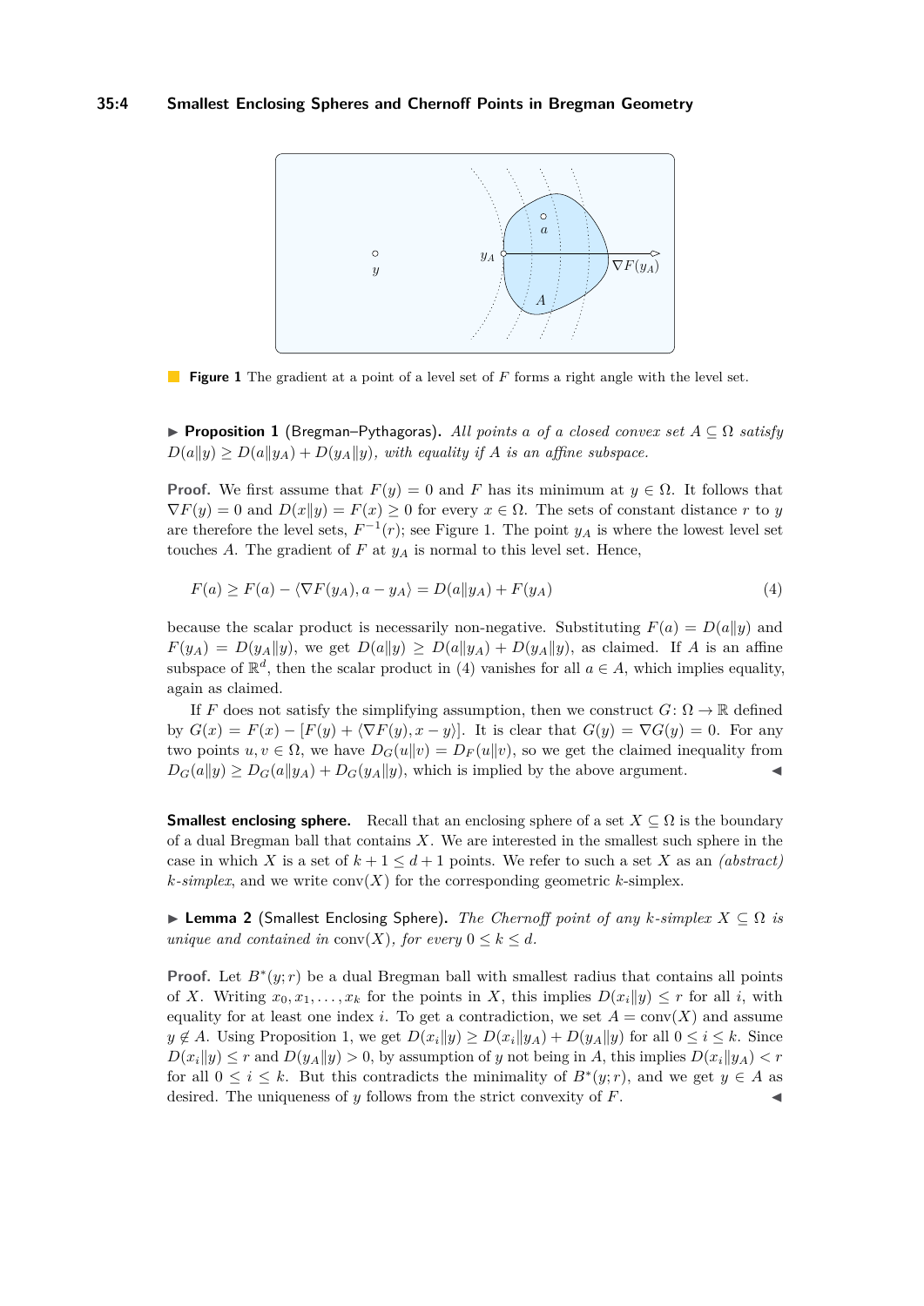**Figure 1** The gradient at a point of a level set of $F$ forms a right angle with the level set.

▶ **Proposition 1** (Bregman–Pythagoras). *All points $a$ of a closed convex set $A \subseteq \Omega$ satisfy $D(a\|y) \geq D(a\|y_A) + D(y_A\|y)$, with equality if $A$ is an affine subspace.*

**Proof.** We first assume that $F(y) = 0$ and $F$ has its minimum at $y \in \Omega$. It follows that $\nabla F(y) = 0$ and $D(x\|y) = F(x) \geq 0$ for every $x \in \Omega$. The sets of constant distance $r$ to $y$ are therefore the level sets, $F^{-1}(r)$; see Figure 1. The point $y_A$ is where the lowest level set touches $A$. The gradient of $F$ at $y_A$ is normal to this level set. Hence,

$$F(a) \geq F(a) - \langle \nabla F(y_A), a - y_A \rangle = D(a\|y_A) + F(y_A) \tag{4}$$

because the scalar product is necessarily non-negative. Substituting $F(a) = D(a\|y)$ and $F(y_A) = D(y_A\|y)$, we get $D(a\|y) \geq D(a\|y_A) + D(y_A\|y)$, as claimed. If $A$ is an affine subspace of $\mathbb{R}^d$, then the scalar product in (4) vanishes for all $a \in A$, which implies equality, again as claimed.

If $F$ does not satisfy the simplifying assumption, then we construct $G\colon \Omega \to \mathbb{R}$ defined by $G(x) = F(x) - [F(y) + \langle \nabla F(y), x - y \rangle]$. It is clear that $G(y) = \nabla G(y) = 0$. For any two points $u, v \in \Omega$, we have $D_G(u\|v) = D_F(u\|v)$, so we get the claimed inequality from $D_G(a\|y) \geq D_G(a\|y_A) + D_G(y_A\|y)$, which is implied by the above argument. ◀

**Smallest enclosing sphere.** Recall that an enclosing sphere of a set $X \subseteq \Omega$ is the boundary of a dual Bregman ball that contains $X$. We are interested in the smallest such sphere in the case in which $X$ is a set of $k+1 \leq d+1$ points. We refer to such a set $X$ as an *(abstract) $k$-simplex*, and we write $\operatorname{conv}(X)$ for the corresponding geometric $k$-simplex.

▶ **Lemma 2** (Smallest Enclosing Sphere). *The Chernoff point of any $k$-simplex $X \subseteq \Omega$ is unique and contained in $\operatorname{conv}(X)$, for every $0 \leq k \leq d$.*

**Proof.** Let $B^*(y; r)$ be a dual Bregman ball with smallest radius that contains all points of $X$. Writing $x_0, x_1, \ldots, x_k$ for the points in $X$, this implies $D(x_i\|y) \leq r$ for all $i$, with equality for at least one index $i$. To get a contradiction, we set $A = \operatorname{conv}(X)$ and assume $y \notin A$. Using Proposition 1, we get $D(x_i\|y) \geq D(x_i\|y_A) + D(y_A\|y)$ for all $0 \leq i \leq k$. Since $D(x_i\|y) \leq r$ and $D(y_A\|y) > 0$, by assumption of $y$ not being in $A$, this implies $D(x_i\|y_A) < r$ for all $0 \leq i \leq k$. But this contradicts the minimality of $B^*(y; r)$, and we get $y \in A$ as desired. The uniqueness of $y$ follows from the strict convexity of $F$. ◀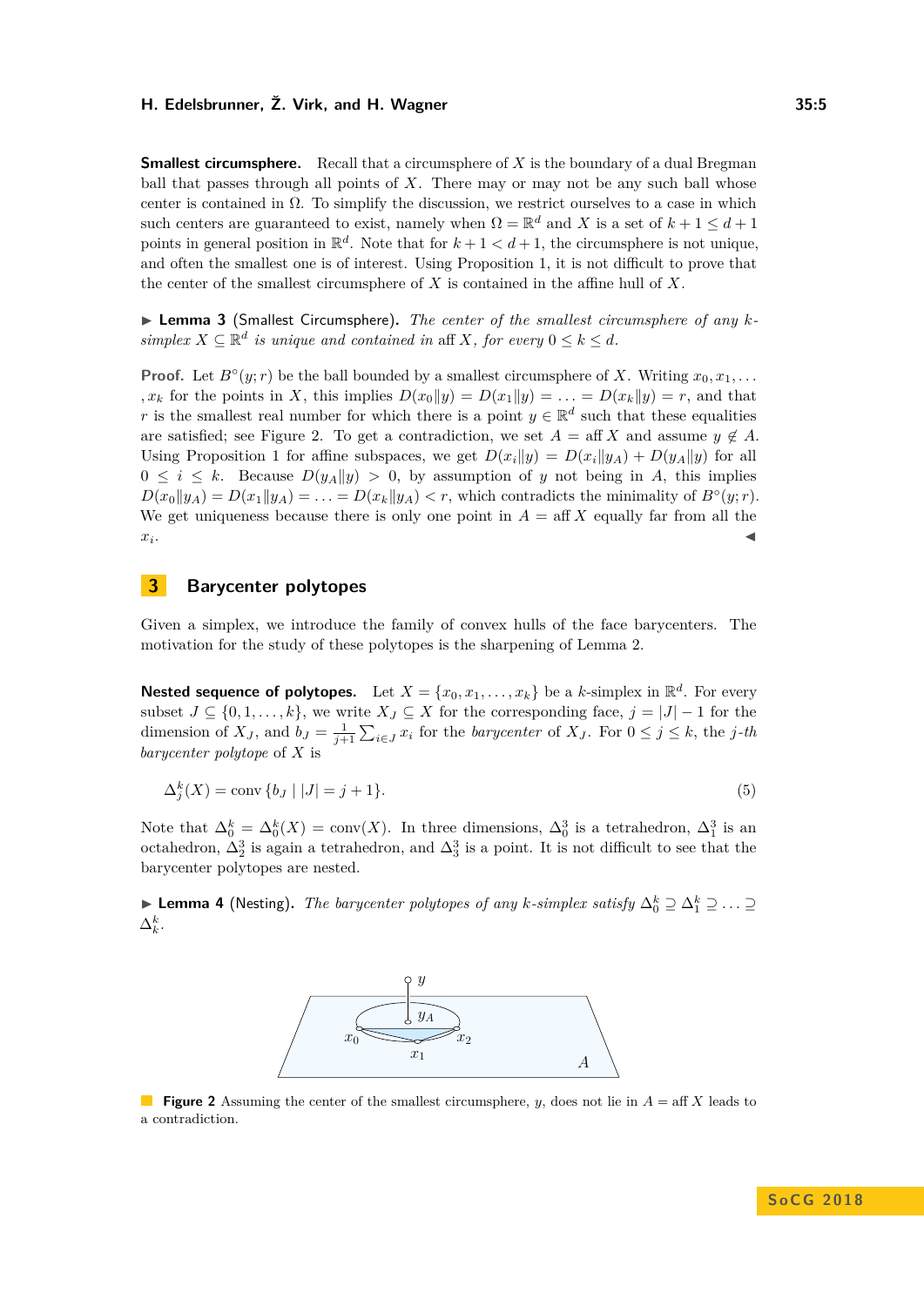**Smallest circumsphere.** Recall that a circumsphere of $X$ is the boundary of a dual Bregman ball that passes through all points of $X$. There may or may not be any such ball whose center is contained in $\Omega$. To simplify the discussion, we restrict ourselves to a case in which such centers are guaranteed to exist, namely when $\Omega = \mathbb{R}^d$ and $X$ is a set of $k+1 \le d+1$ points in general position in $\mathbb{R}^d$. Note that for $k+1 < d+1$, the circumsphere is not unique, and often the smallest one is of interest. Using Proposition 1, it is not difficult to prove that the center of the smallest circumsphere of $X$ is contained in the affine hull of $X$.

▶ **Lemma 3** (Smallest Circumsphere). *The center of the smallest circumsphere of any $k$-simplex $X \subseteq \mathbb{R}^d$ is unique and contained in* $\operatorname{aff} X$*, for every $0 \le k \le d$.*

**Proof.** Let $B^\circ(y; r)$ be the ball bounded by a smallest circumsphere of $X$. Writing $x_0, x_1, \ldots, x_k$ for the points in $X$, this implies $D(x_0 \| y) = D(x_1 \| y) = \ldots = D(x_k \| y) = r$, and that $r$ is the smallest real number for which there is a point $y \in \mathbb{R}^d$ such that these equalities are satisfied; see Figure 2. To get a contradiction, we set $A = \operatorname{aff} X$ and assume $y \notin A$. Using Proposition 1 for affine subspaces, we get $D(x_i \| y) = D(x_i \| y_A) + D(y_A \| y)$ for all $0 \le i \le k$. Because $D(y_A \| y) > 0$, by assumption of $y$ not being in $A$, this implies $D(x_0 \| y_A) = D(x_1 \| y_A) = \ldots = D(x_k \| y_A) < r$, which contradicts the minimality of $B^\circ(y; r)$. We get uniqueness because there is only one point in $A = \operatorname{aff} X$ equally far from all the $x_i$. ◀

## 3 Barycenter polytopes

Given a simplex, we introduce the family of convex hulls of the face barycenters. The motivation for the study of these polytopes is the sharpening of Lemma 2.

**Nested sequence of polytopes.** Let $X = \{x_0, x_1, \ldots, x_k\}$ be a $k$-simplex in $\mathbb{R}^d$. For every subset $J \subseteq \{0, 1, \ldots, k\}$, we write $X_J \subseteq X$ for the corresponding face, $j = |J| - 1$ for the dimension of $X_J$, and $b_J = \frac{1}{j+1} \sum_{i \in J} x_i$ for the *barycenter* of $X_J$. For $0 \le j \le k$, the *$j$-th barycenter polytope* of $X$ is

$$\Delta_j^k(X) = \operatorname{conv}\{b_J \mid |J| = j+1\}. \tag{5}$$

Note that $\Delta_0^k = \Delta_0^k(X) = \operatorname{conv}(X)$. In three dimensions, $\Delta_0^3$ is a tetrahedron, $\Delta_1^3$ is an octahedron, $\Delta_2^3$ is again a tetrahedron, and $\Delta_3^3$ is a point. It is not difficult to see that the barycenter polytopes are nested.

▶ **Lemma 4** (Nesting). *The barycenter polytopes of any $k$-simplex satisfy $\Delta_0^k \supseteq \Delta_1^k \supseteq \ldots \supseteq \Delta_k^k$.*

**Figure 2** Assuming the center of the smallest circumsphere, $y$, does not lie in $A = \operatorname{aff} X$ leads to a contradiction.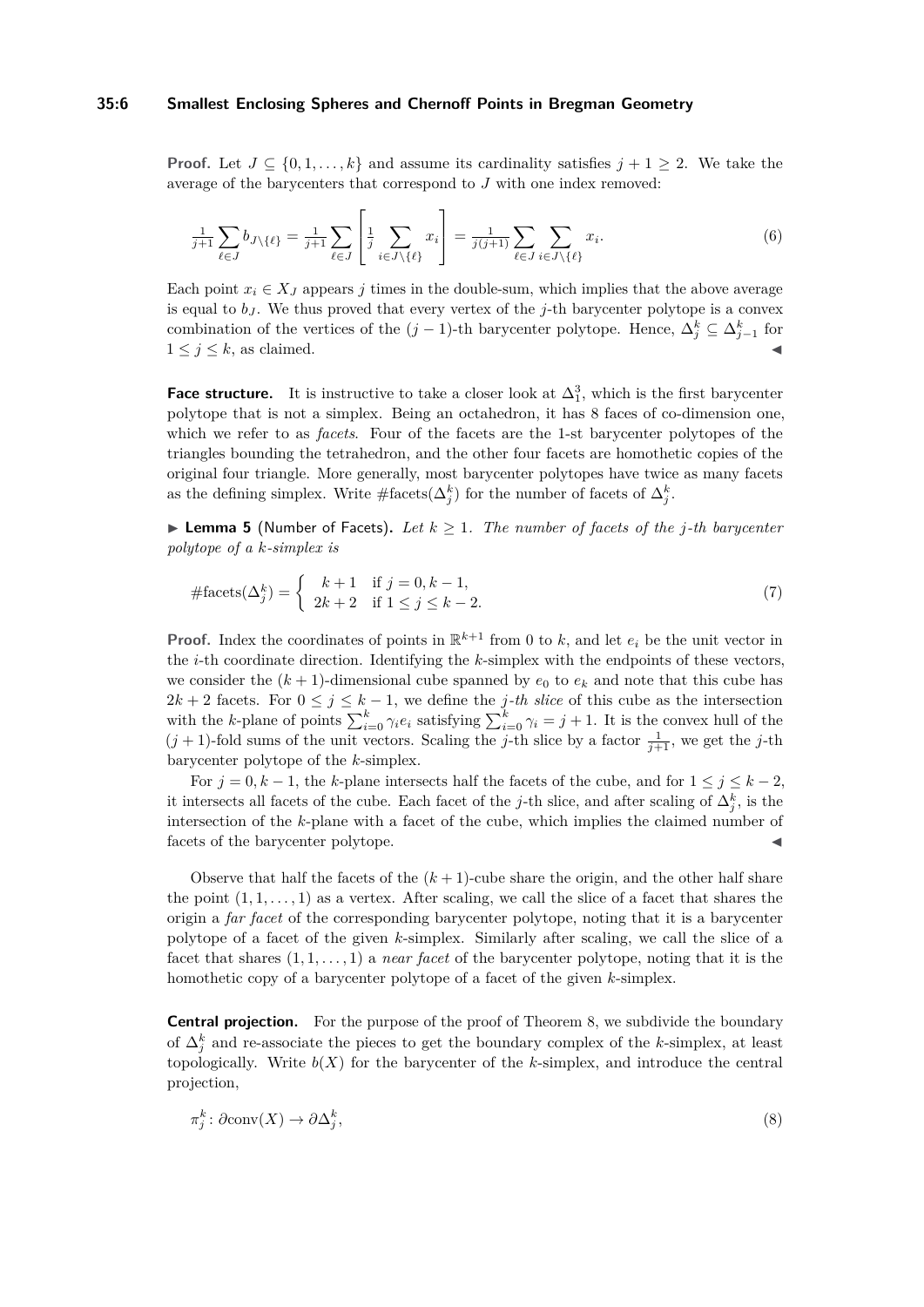**Proof.** Let $J \subseteq \{0, 1, \ldots, k\}$ and assume its cardinality satisfies $j + 1 \geq 2$. We take the average of the barycenters that correspond to $J$ with one index removed:

$$\tfrac{1}{j+1} \sum_{\ell \in J} b_{J \setminus \{\ell\}} = \tfrac{1}{j+1} \sum_{\ell \in J} \left[ \tfrac{1}{j} \sum_{i \in J \setminus \{\ell\}} x_i \right] = \tfrac{1}{j(j+1)} \sum_{\ell \in J} \sum_{i \in J \setminus \{\ell\}} x_i. \tag{6}$$

Each point $x_i \in X_J$ appears $j$ times in the double-sum, which implies that the above average is equal to $b_J$. We thus proved that every vertex of the $j$-th barycenter polytope is a convex combination of the vertices of the $(j-1)$-th barycenter polytope. Hence, $\Delta_j^k \subseteq \Delta_{j-1}^k$ for $1 \leq j \leq k$, as claimed. ◀

**Face structure.** It is instructive to take a closer look at $\Delta_1^3$, which is the first barycenter polytope that is not a simplex. Being an octahedron, it has 8 faces of co-dimension one, which we refer to as *facets*. Four of the facets are the 1-st barycenter polytopes of the triangles bounding the tetrahedron, and the other four facets are homothetic copies of the original four triangle. More generally, most barycenter polytopes have twice as many facets as the defining simplex. Write $\#\text{facets}(\Delta_j^k)$ for the number of facets of $\Delta_j^k$.

▶ **Lemma 5** (Number of Facets). *Let $k \geq 1$. The number of facets of the $j$-th barycenter polytope of a $k$-simplex is*

$$\#\text{facets}(\Delta_j^k) = \begin{cases} k+1 & \text{if } j = 0, k-1, \\ 2k+2 & \text{if } 1 \leq j \leq k-2. \end{cases} \tag{7}$$

**Proof.** Index the coordinates of points in $\mathbb{R}^{k+1}$ from 0 to $k$, and let $e_i$ be the unit vector in the $i$-th coordinate direction. Identifying the $k$-simplex with the endpoints of these vectors, we consider the $(k+1)$-dimensional cube spanned by $e_0$ to $e_k$ and note that this cube has $2k+2$ facets. For $0 \leq j \leq k-1$, we define the *$j$-th slice* of this cube as the intersection with the $k$-plane of points $\sum_{i=0}^k \gamma_i e_i$ satisfying $\sum_{i=0}^k \gamma_i = j+1$. It is the convex hull of the $(j+1)$-fold sums of the unit vectors. Scaling the $j$-th slice by a factor $\frac{1}{j+1}$, we get the $j$-th barycenter polytope of the $k$-simplex.

For $j = 0, k-1$, the $k$-plane intersects half the facets of the cube, and for $1 \leq j \leq k-2$, it intersects all facets of the cube. Each facet of the $j$-th slice, and after scaling of $\Delta_j^k$, is the intersection of the $k$-plane with a facet of the cube, which implies the claimed number of facets of the barycenter polytope. ◀

Observe that half the facets of the $(k+1)$-cube share the origin, and the other half share the point $(1, 1, \ldots, 1)$ as a vertex. After scaling, we call the slice of a facet that shares the origin a *far facet* of the corresponding barycenter polytope, noting that it is a barycenter polytope of a facet of the given $k$-simplex. Similarly after scaling, we call the slice of a facet that shares $(1, 1, \ldots, 1)$ a *near facet* of the barycenter polytope, noting that it is the homothetic copy of a barycenter polytope of a facet of the given $k$-simplex.

**Central projection.** For the purpose of the proof of Theorem 8, we subdivide the boundary of $\Delta_j^k$ and re-associate the pieces to get the boundary complex of the $k$-simplex, at least topologically. Write $b(X)$ for the barycenter of the $k$-simplex, and introduce the central projection,

$$\pi_j^k \colon \partial\text{conv}(X) \to \partial\Delta_j^k, \tag{8}$$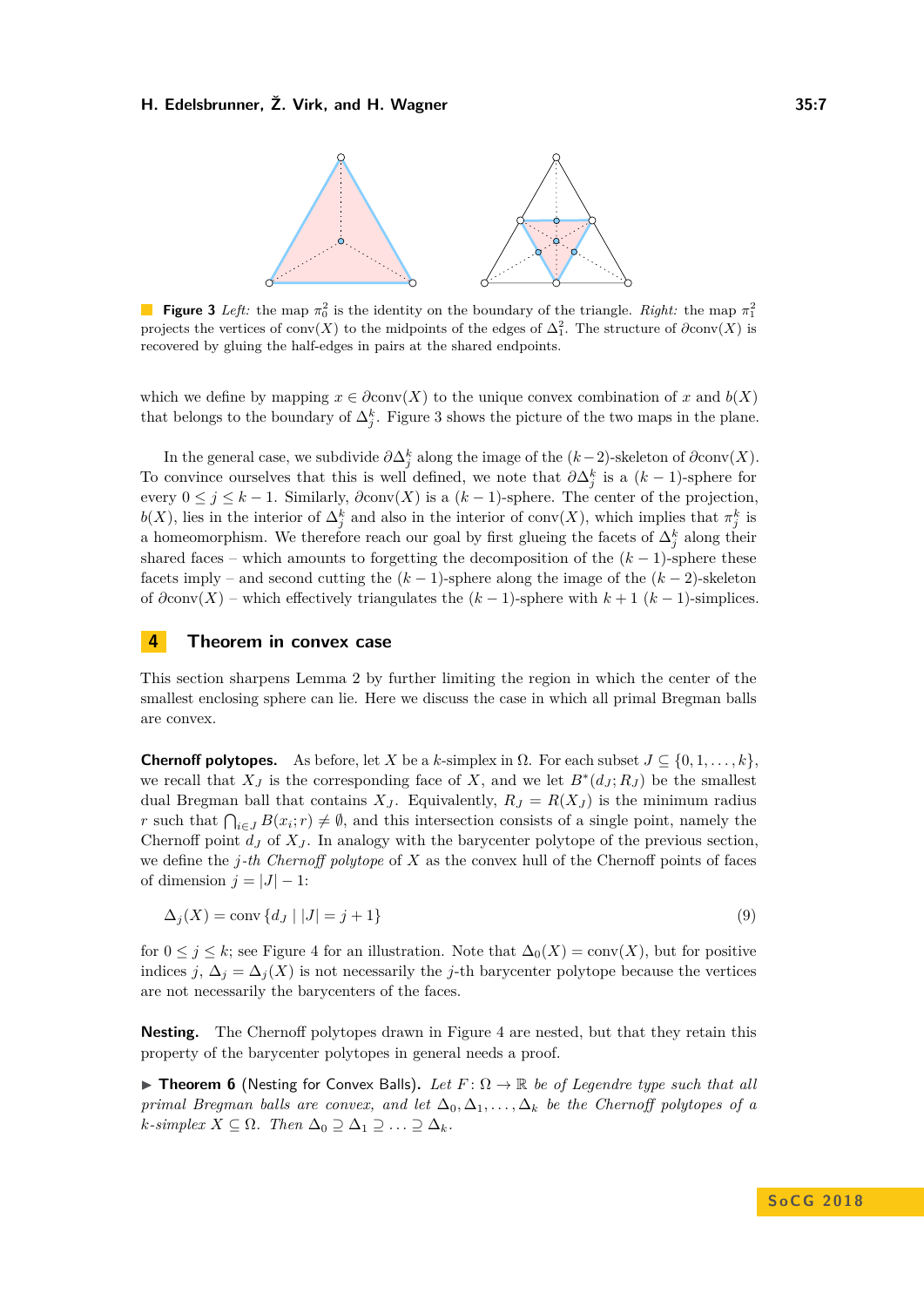**Figure 3** *Left:* the map $\pi_0^2$ is the identity on the boundary of the triangle. *Right:* the map $\pi_1^2$ projects the vertices of $\mathrm{conv}(X)$ to the midpoints of the edges of $\Delta_1^2$. The structure of $\partial\mathrm{conv}(X)$ is recovered by gluing the half-edges in pairs at the shared endpoints.

which we define by mapping $x \in \partial\mathrm{conv}(X)$ to the unique convex combination of $x$ and $b(X)$ that belongs to the boundary of $\Delta_j^k$. Figure 3 shows the picture of the two maps in the plane.

In the general case, we subdivide $\partial\Delta_j^k$ along the image of the $(k-2)$-skeleton of $\partial\mathrm{conv}(X)$. To convince ourselves that this is well defined, we note that $\partial\Delta_j^k$ is a $(k-1)$-sphere for every $0 \leq j \leq k-1$. Similarly, $\partial\mathrm{conv}(X)$ is a $(k-1)$-sphere. The center of the projection, $b(X)$, lies in the interior of $\Delta_j^k$ and also in the interior of $\mathrm{conv}(X)$, which implies that $\pi_j^k$ is a homeomorphism. We therefore reach our goal by first glueing the facets of $\Delta_j^k$ along their shared faces – which amounts to forgetting the decomposition of the $(k-1)$-sphere these facets imply – and second cutting the $(k-1)$-sphere along the image of the $(k-2)$-skeleton of $\partial\mathrm{conv}(X)$ – which effectively triangulates the $(k-1)$-sphere with $k+1$ $(k-1)$-simplices.

## 4 Theorem in convex case

This section sharpens Lemma 2 by further limiting the region in which the center of the smallest enclosing sphere can lie. Here we discuss the case in which all primal Bregman balls are convex.

**Chernoff polytopes.** As before, let $X$ be a $k$-simplex in $\Omega$. For each subset $J \subseteq \{0, 1, \ldots, k\}$, we recall that $X_J$ is the corresponding face of $X$, and we let $B^*(d_J; R_J)$ be the smallest dual Bregman ball that contains $X_J$. Equivalently, $R_J = R(X_J)$ is the minimum radius $r$ such that $\bigcap_{i \in J} B(x_i; r) \neq \emptyset$, and this intersection consists of a single point, namely the Chernoff point $d_J$ of $X_J$. In analogy with the barycenter polytope of the previous section, we define the *$j$-th Chernoff polytope* of $X$ as the convex hull of the Chernoff points of faces of dimension $j = |J| - 1$:

$$\Delta_j(X) = \mathrm{conv}\,\{d_J \mid |J| = j+1\} \tag{9}$$

for $0 \leq j \leq k$; see Figure 4 for an illustration. Note that $\Delta_0(X) = \mathrm{conv}(X)$, but for positive indices $j$, $\Delta_j = \Delta_j(X)$ is not necessarily the $j$-th barycenter polytope because the vertices are not necessarily the barycenters of the faces.

**Nesting.** The Chernoff polytopes drawn in Figure 4 are nested, but that they retain this property of the barycenter polytopes in general needs a proof.

▶ **Theorem 6** (Nesting for Convex Balls). *Let $F\colon \Omega \to \mathbb{R}$ be of Legendre type such that all primal Bregman balls are convex, and let $\Delta_0, \Delta_1, \ldots, \Delta_k$ be the Chernoff polytopes of a $k$-simplex $X \subseteq \Omega$. Then $\Delta_0 \supseteq \Delta_1 \supseteq \ldots \supseteq \Delta_k$.*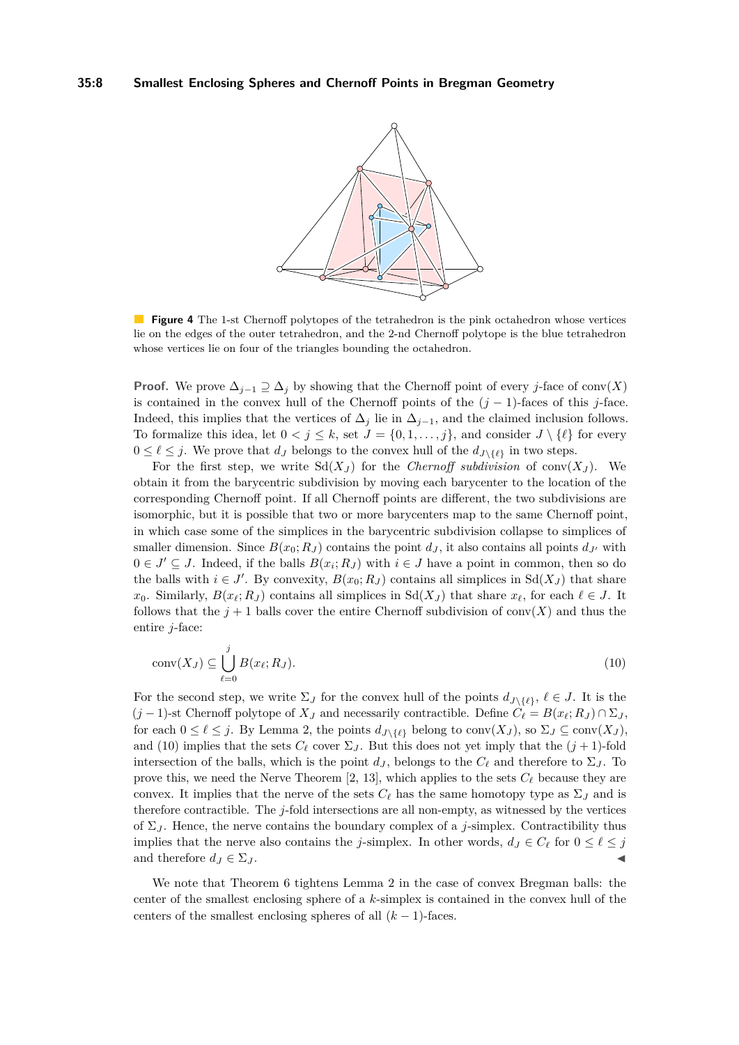**Figure 4** The 1-st Chernoff polytopes of the tetrahedron is the pink octahedron whose vertices lie on the edges of the outer tetrahedron, and the 2-nd Chernoff polytope is the blue tetrahedron whose vertices lie on four of the triangles bounding the octahedron.

**Proof.** We prove $\Delta_{j-1} \supseteq \Delta_j$ by showing that the Chernoff point of every $j$-face of $\mathrm{conv}(X)$ is contained in the convex hull of the Chernoff points of the $(j-1)$-faces of this $j$-face. Indeed, this implies that the vertices of $\Delta_j$ lie in $\Delta_{j-1}$, and the claimed inclusion follows. To formalize this idea, let $0 < j \leq k$, set $J = \{0, 1, \ldots, j\}$, and consider $J \setminus \{\ell\}$ for every $0 \leq \ell \leq j$. We prove that $d_J$ belongs to the convex hull of the $d_{J \setminus \{\ell\}}$ in two steps.

For the first step, we write $\mathrm{Sd}(X_J)$ for the *Chernoff subdivision* of $\mathrm{conv}(X_J)$. We obtain it from the barycentric subdivision by moving each barycenter to the location of the corresponding Chernoff point. If all Chernoff points are different, the two subdivisions are isomorphic, but it is possible that two or more barycenters map to the same Chernoff point, in which case some of the simplices in the barycentric subdivision collapse to simplices of smaller dimension. Since $B(x_0; R_J)$ contains the point $d_J$, it also contains all points $d_{J'}$ with $0 \in J' \subseteq J$. Indeed, if the balls $B(x_i; R_J)$ with $i \in J$ have a point in common, then so do the balls with $i \in J'$. By convexity, $B(x_0; R_J)$ contains all simplices in $\mathrm{Sd}(X_J)$ that share $x_0$. Similarly, $B(x_\ell; R_J)$ contains all simplices in $\mathrm{Sd}(X_J)$ that share $x_\ell$, for each $\ell \in J$. It follows that the $j+1$ balls cover the entire Chernoff subdivision of $\mathrm{conv}(X)$ and thus the entire $j$-face:

$$\mathrm{conv}(X_J) \subseteq \bigcup_{\ell=0}^{j} B(x_\ell; R_J). \tag{10}$$

For the second step, we write $\Sigma_J$ for the convex hull of the points $d_{J \setminus \{\ell\}}$, $\ell \in J$. It is the $(j-1)$-st Chernoff polytope of $X_J$ and necessarily contractible. Define $C_\ell = B(x_\ell; R_J) \cap \Sigma_J$, for each $0 \leq \ell \leq j$. By Lemma 2, the points $d_{J \setminus \{\ell\}}$ belong to $\mathrm{conv}(X_J)$, so $\Sigma_J \subseteq \mathrm{conv}(X_J)$, and (10) implies that the sets $C_\ell$ cover $\Sigma_J$. But this does not yet imply that the $(j+1)$-fold intersection of the balls, which is the point $d_J$, belongs to the $C_\ell$ and therefore to $\Sigma_J$. To prove this, we need the Nerve Theorem [2, 13], which applies to the sets $C_\ell$ because they are convex. It implies that the nerve of the sets $C_\ell$ has the same homotopy type as $\Sigma_J$ and is therefore contractible. The $j$-fold intersections are all non-empty, as witnessed by the vertices of $\Sigma_J$. Hence, the nerve contains the boundary complex of a $j$-simplex. Contractibility thus implies that the nerve also contains the $j$-simplex. In other words, $d_J \in C_\ell$ for $0 \leq \ell \leq j$ and therefore $d_J \in \Sigma_J$. ◀

We note that Theorem 6 tightens Lemma 2 in the case of convex Bregman balls: the center of the smallest enclosing sphere of a $k$-simplex is contained in the convex hull of the centers of the smallest enclosing spheres of all $(k-1)$-faces.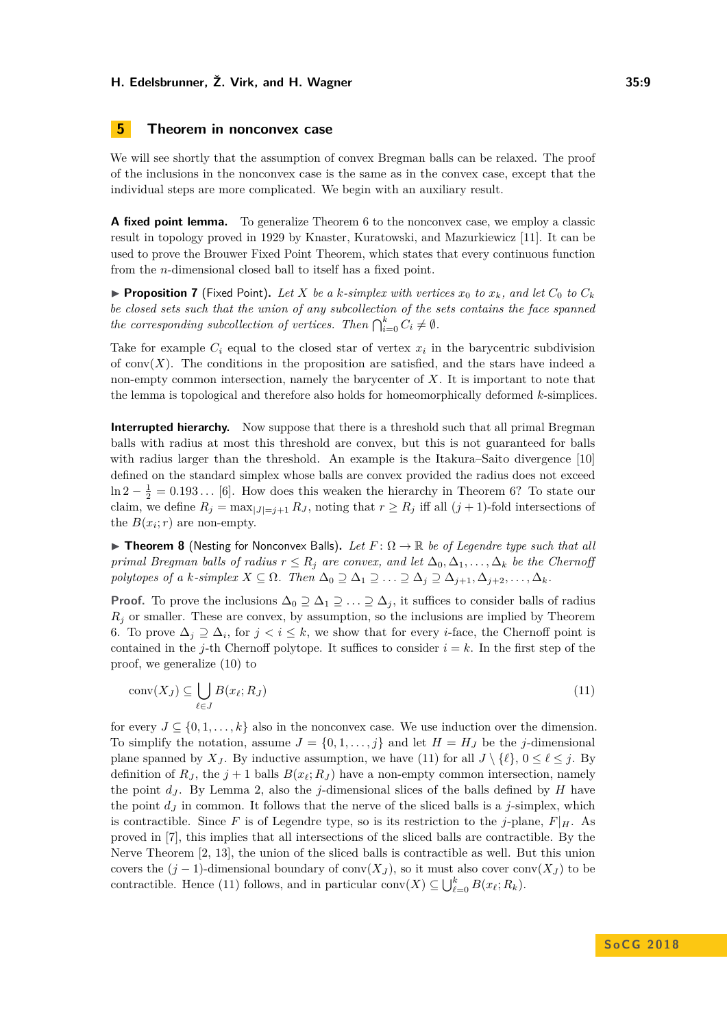## 5 Theorem in nonconvex case

We will see shortly that the assumption of convex Bregman balls can be relaxed. The proof of the inclusions in the nonconvex case is the same as in the convex case, except that the individual steps are more complicated. We begin with an auxiliary result.

**A fixed point lemma.** To generalize Theorem 6 to the nonconvex case, we employ a classic result in topology proved in 1929 by Knaster, Kuratowski, and Mazurkiewicz [11]. It can be used to prove the Brouwer Fixed Point Theorem, which states that every continuous function from the $n$-dimensional closed ball to itself has a fixed point.

▶ **Proposition 7** (Fixed Point). *Let $X$ be a $k$-simplex with vertices $x_0$ to $x_k$, and let $C_0$ to $C_k$ be closed sets such that the union of any subcollection of the sets contains the face spanned the corresponding subcollection of vertices. Then $\bigcap_{i=0}^{k} C_i \neq \emptyset$.*

Take for example $C_i$ equal to the closed star of vertex $x_i$ in the barycentric subdivision of $\mathrm{conv}(X)$. The conditions in the proposition are satisfied, and the stars have indeed a non-empty common intersection, namely the barycenter of $X$. It is important to note that the lemma is topological and therefore also holds for homeomorphically deformed $k$-simplices.

**Interrupted hierarchy.** Now suppose that there is a threshold such that all primal Bregman balls with radius at most this threshold are convex, but this is not guaranteed for balls with radius larger than the threshold. An example is the Itakura–Saito divergence [10] defined on the standard simplex whose balls are convex provided the radius does not exceed $\ln 2 - \frac{1}{2} = 0.193\ldots$ [6]. How does this weaken the hierarchy in Theorem 6? To state our claim, we define $R_j = \max_{|J|=j+1} R_J$, noting that $r \geq R_j$ iff all $(j+1)$-fold intersections of the $B(x_i; r)$ are non-empty.

▶ **Theorem 8** (Nesting for Nonconvex Balls). *Let $F\colon \Omega \to \mathbb{R}$ be of Legendre type such that all primal Bregman balls of radius $r \leq R_j$ are convex, and let $\Delta_0, \Delta_1, \ldots, \Delta_k$ be the Chernoff polytopes of a $k$-simplex $X \subseteq \Omega$. Then $\Delta_0 \supseteq \Delta_1 \supseteq \ldots \supseteq \Delta_j \supseteq \Delta_{j+1}, \Delta_{j+2}, \ldots, \Delta_k$.*

**Proof.** To prove the inclusions $\Delta_0 \supseteq \Delta_1 \supseteq \ldots \supseteq \Delta_j$, it suffices to consider balls of radius $R_j$ or smaller. These are convex, by assumption, so the inclusions are implied by Theorem 6. To prove $\Delta_j \supseteq \Delta_i$, for $j < i \leq k$, we show that for every $i$-face, the Chernoff point is contained in the $j$-th Chernoff polytope. It suffices to consider $i = k$. In the first step of the proof, we generalize (10) to

$$\mathrm{conv}(X_J) \subseteq \bigcup_{\ell \in J} B(x_\ell; R_J) \tag{11}$$

for every $J \subseteq \{0, 1, \ldots, k\}$ also in the nonconvex case. We use induction over the dimension. To simplify the notation, assume $J = \{0, 1, \ldots, j\}$ and let $H = H_J$ be the $j$-dimensional plane spanned by $X_J$. By inductive assumption, we have (11) for all $J \setminus \{\ell\}$, $0 \leq \ell \leq j$. By definition of $R_J$, the $j+1$ balls $B(x_\ell; R_J)$ have a non-empty common intersection, namely the point $d_J$. By Lemma 2, also the $j$-dimensional slices of the balls defined by $H$ have the point $d_J$ in common. It follows that the nerve of the sliced balls is a $j$-simplex, which is contractible. Since $F$ is of Legendre type, so is its restriction to the $j$-plane, $F|_H$. As proved in [7], this implies that all intersections of the sliced balls are contractible. By the Nerve Theorem [2, 13], the union of the sliced balls is contractible as well. But this union covers the $(j-1)$-dimensional boundary of $\mathrm{conv}(X_J)$, so it must also cover $\mathrm{conv}(X_J)$ to be contractible. Hence (11) follows, and in particular $\mathrm{conv}(X) \subseteq \bigcup_{\ell=0}^{k} B(x_\ell; R_k)$.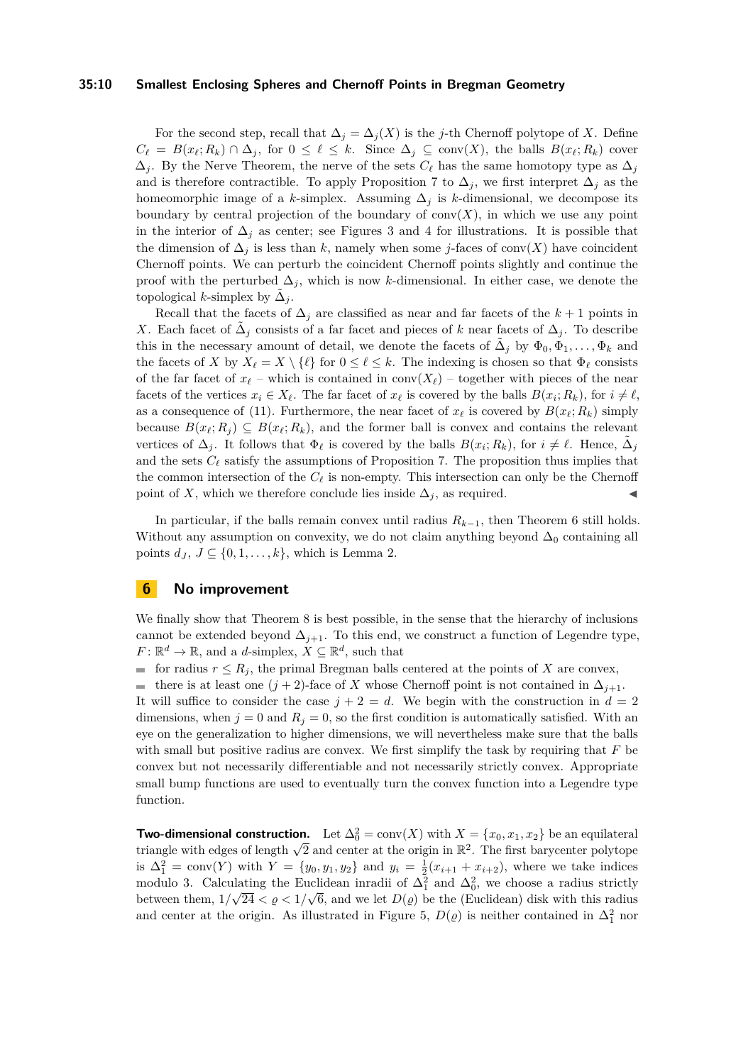For the second step, recall that $\Delta_j = \Delta_j(X)$ is the $j$-th Chernoff polytope of $X$. Define $C_\ell = B(x_\ell; R_k) \cap \Delta_j$, for $0 \le \ell \le k$. Since $\Delta_j \subseteq \mathrm{conv}(X)$, the balls $B(x_\ell; R_k)$ cover $\Delta_j$. By the Nerve Theorem, the nerve of the sets $C_\ell$ has the same homotopy type as $\Delta_j$ and is therefore contractible. To apply Proposition 7 to $\Delta_j$, we first interpret $\Delta_j$ as the homeomorphic image of a $k$-simplex. Assuming $\Delta_j$ is $k$-dimensional, we decompose its boundary by central projection of the boundary of $\mathrm{conv}(X)$, in which we use any point in the interior of $\Delta_j$ as center; see Figures 3 and 4 for illustrations. It is possible that the dimension of $\Delta_j$ is less than $k$, namely when some $j$-faces of $\mathrm{conv}(X)$ have coincident Chernoff points. We can perturb the coincident Chernoff points slightly and continue the proof with the perturbed $\Delta_j$, which is now $k$-dimensional. In either case, we denote the topological $k$-simplex by $\tilde{\Delta}_j$.

Recall that the facets of $\Delta_j$ are classified as near and far facets of the $k+1$ points in $X$. Each facet of $\tilde{\Delta}_j$ consists of a far facet and pieces of $k$ near facets of $\Delta_j$. To describe this in the necessary amount of detail, we denote the facets of $\tilde{\Delta}_j$ by $\Phi_0, \Phi_1, \ldots, \Phi_k$ and the facets of $X$ by $X_\ell = X \setminus \{\ell\}$ for $0 \le \ell \le k$. The indexing is chosen so that $\Phi_\ell$ consists of the far facet of $x_\ell$ – which is contained in $\mathrm{conv}(X_\ell)$ – together with pieces of the near facets of the vertices $x_i \in X_\ell$. The far facet of $x_\ell$ is covered by the balls $B(x_i; R_k)$, for $i \neq \ell$, as a consequence of (11). Furthermore, the near facet of $x_\ell$ is covered by $B(x_\ell; R_k)$ simply because $B(x_\ell; R_j) \subseteq B(x_\ell; R_k)$, and the former ball is convex and contains the relevant vertices of $\Delta_j$. It follows that $\Phi_\ell$ is covered by the balls $B(x_i; R_k)$, for $i \neq \ell$. Hence, $\tilde{\Delta}_j$ and the sets $C_\ell$ satisfy the assumptions of Proposition 7. The proposition thus implies that the common intersection of the $C_\ell$ is non-empty. This intersection can only be the Chernoff point of $X$, which we therefore conclude lies inside $\Delta_j$, as required. ◀

In particular, if the balls remain convex until radius $R_{k-1}$, then Theorem 6 still holds. Without any assumption on convexity, we do not claim anything beyond $\Delta_0$ containing all points $d_J$, $J \subseteq \{0, 1, \ldots, k\}$, which is Lemma 2.

## 6 No improvement

We finally show that Theorem 8 is best possible, in the sense that the hierarchy of inclusions cannot be extended beyond $\Delta_{j+1}$. To this end, we construct a function of Legendre type, $F \colon \mathbb{R}^d \to \mathbb{R}$, and a $d$-simplex, $X \subseteq \mathbb{R}^d$, such that

- for radius $r \le R_j$, the primal Bregman balls centered at the points of $X$ are convex,
- there is at least one $(j+2)$-face of $X$ whose Chernoff point is not contained in $\Delta_{j+1}$.

It will suffice to consider the case $j + 2 = d$. We begin with the construction in $d = 2$ dimensions, when $j = 0$ and $R_j = 0$, so the first condition is automatically satisfied. With an eye on the generalization to higher dimensions, we will nevertheless make sure that the balls with small but positive radius are convex. We first simplify the task by requiring that $F$ be convex but not necessarily differentiable and not necessarily strictly convex. Appropriate small bump functions are used to eventually turn the convex function into a Legendre type function.

**Two-dimensional construction.** Let $\Delta_0^2 = \mathrm{conv}(X)$ with $X = \{x_0, x_1, x_2\}$ be an equilateral triangle with edges of length $\sqrt{2}$ and center at the origin in $\mathbb{R}^2$. The first barycenter polytope is $\Delta_1^2 = \mathrm{conv}(Y)$ with $Y = \{y_0, y_1, y_2\}$ and $y_i = \frac{1}{2}(x_{i+1} + x_{i+2})$, where we take indices modulo 3. Calculating the Euclidean inradii of $\Delta_1^2$ and $\Delta_0^2$, we choose a radius strictly between them, $1/\sqrt{24} < \varrho < 1/\sqrt{6}$, and we let $D(\varrho)$ be the (Euclidean) disk with this radius and center at the origin. As illustrated in Figure 5, $D(\varrho)$ is neither contained in $\Delta_1^2$ nor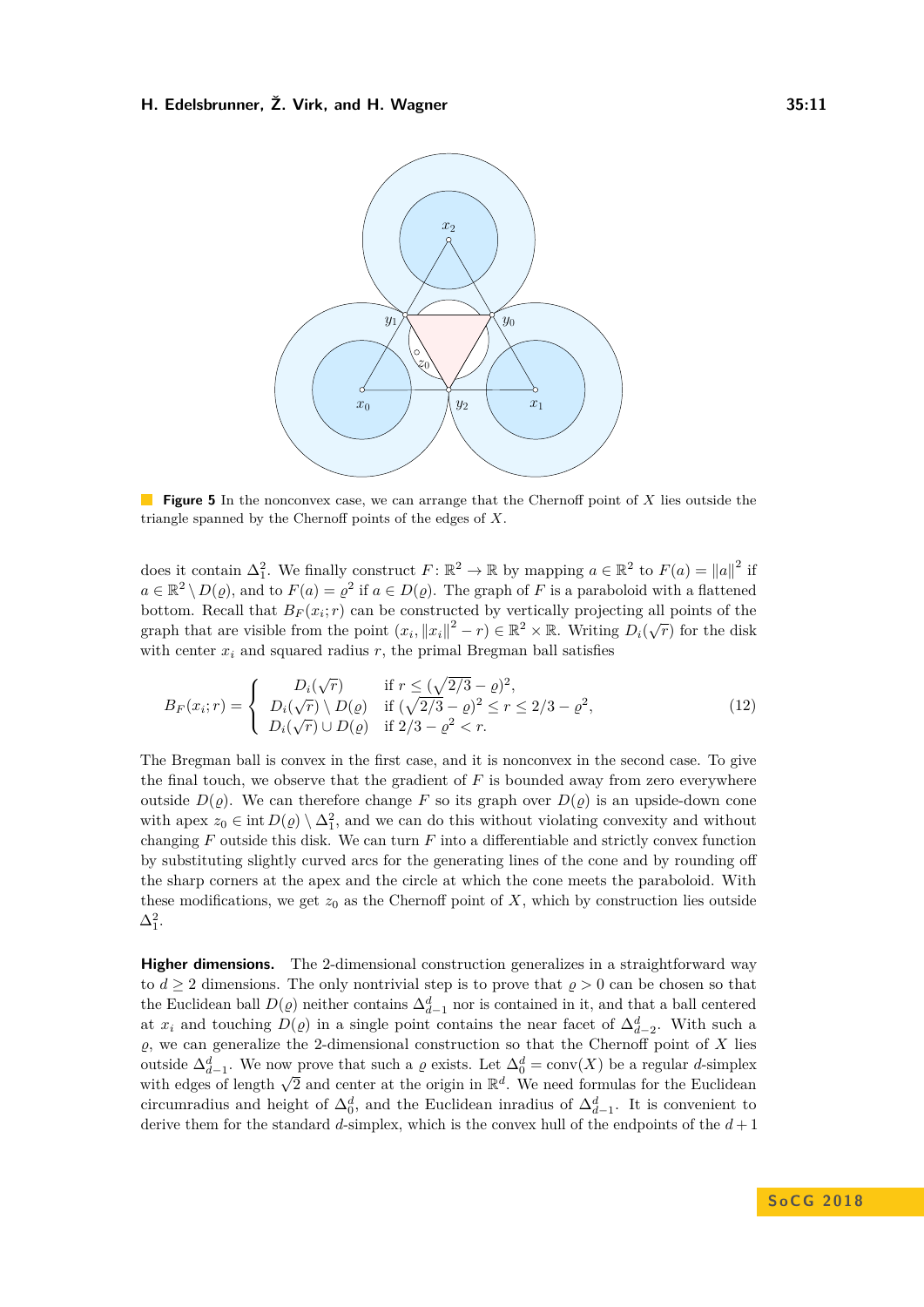**Figure 5** In the nonconvex case, we can arrange that the Chernoff point of $X$ lies outside the triangle spanned by the Chernoff points of the edges of $X$.

does it contain $\Delta^2_1$. We finally construct $F\colon \mathbb{R}^2 \to \mathbb{R}$ by mapping $a \in \mathbb{R}^2$ to $F(a) = \|a\|^2$ if $a \in \mathbb{R}^2 \setminus D(\varrho)$, and to $F(a) = \varrho^2$ if $a \in D(\varrho)$. The graph of $F$ is a paraboloid with a flattened bottom. Recall that $B_F(x_i; r)$ can be constructed by vertically projecting all points of the graph that are visible from the point $(x_i, \|x_i\|^2 - r) \in \mathbb{R}^2 \times \mathbb{R}$. Writing $D_i(\sqrt{r})$ for the disk with center $x_i$ and squared radius $r$, the primal Bregman ball satisfies

$$B_F(x_i; r) = \begin{cases} D_i(\sqrt{r}) & \text{if } r \leq (\sqrt{2/3} - \varrho)^2, \\ D_i(\sqrt{r}) \setminus D(\varrho) & \text{if } (\sqrt{2/3} - \varrho)^2 \leq r \leq 2/3 - \varrho^2, \\ D_i(\sqrt{r}) \cup D(\varrho) & \text{if } 2/3 - \varrho^2 < r. \end{cases} \tag{12}$$

The Bregman ball is convex in the first case, and it is nonconvex in the second case. To give the final touch, we observe that the gradient of $F$ is bounded away from zero everywhere outside $D(\varrho)$. We can therefore change $F$ so its graph over $D(\varrho)$ is an upside-down cone with apex $z_0 \in \operatorname{int} D(\varrho) \setminus \Delta^2_1$, and we can do this without violating convexity and without changing $F$ outside this disk. We can turn $F$ into a differentiable and strictly convex function by substituting slightly curved arcs for the generating lines of the cone and by rounding off the sharp corners at the apex and the circle at which the cone meets the paraboloid. With these modifications, we get $z_0$ as the Chernoff point of $X$, which by construction lies outside $\Delta^2_1$.

**Higher dimensions.** The 2-dimensional construction generalizes in a straightforward way to $d \geq 2$ dimensions. The only nontrivial step is to prove that $\varrho > 0$ can be chosen so that the Euclidean ball $D(\varrho)$ neither contains $\Delta^d_{d-1}$ nor is contained in it, and that a ball centered at $x_i$ and touching $D(\varrho)$ in a single point contains the near facet of $\Delta^d_{d-2}$. With such a $\varrho$, we can generalize the 2-dimensional construction so that the Chernoff point of $X$ lies outside $\Delta^d_{d-1}$. We now prove that such a $\varrho$ exists. Let $\Delta^d_0 = \operatorname{conv}(X)$ be a regular $d$-simplex with edges of length $\sqrt{2}$ and center at the origin in $\mathbb{R}^d$. We need formulas for the Euclidean circumradius and height of $\Delta^d_0$, and the Euclidean inradius of $\Delta^d_{d-1}$. It is convenient to derive them for the standard $d$-simplex, which is the convex hull of the endpoints of the $d+1$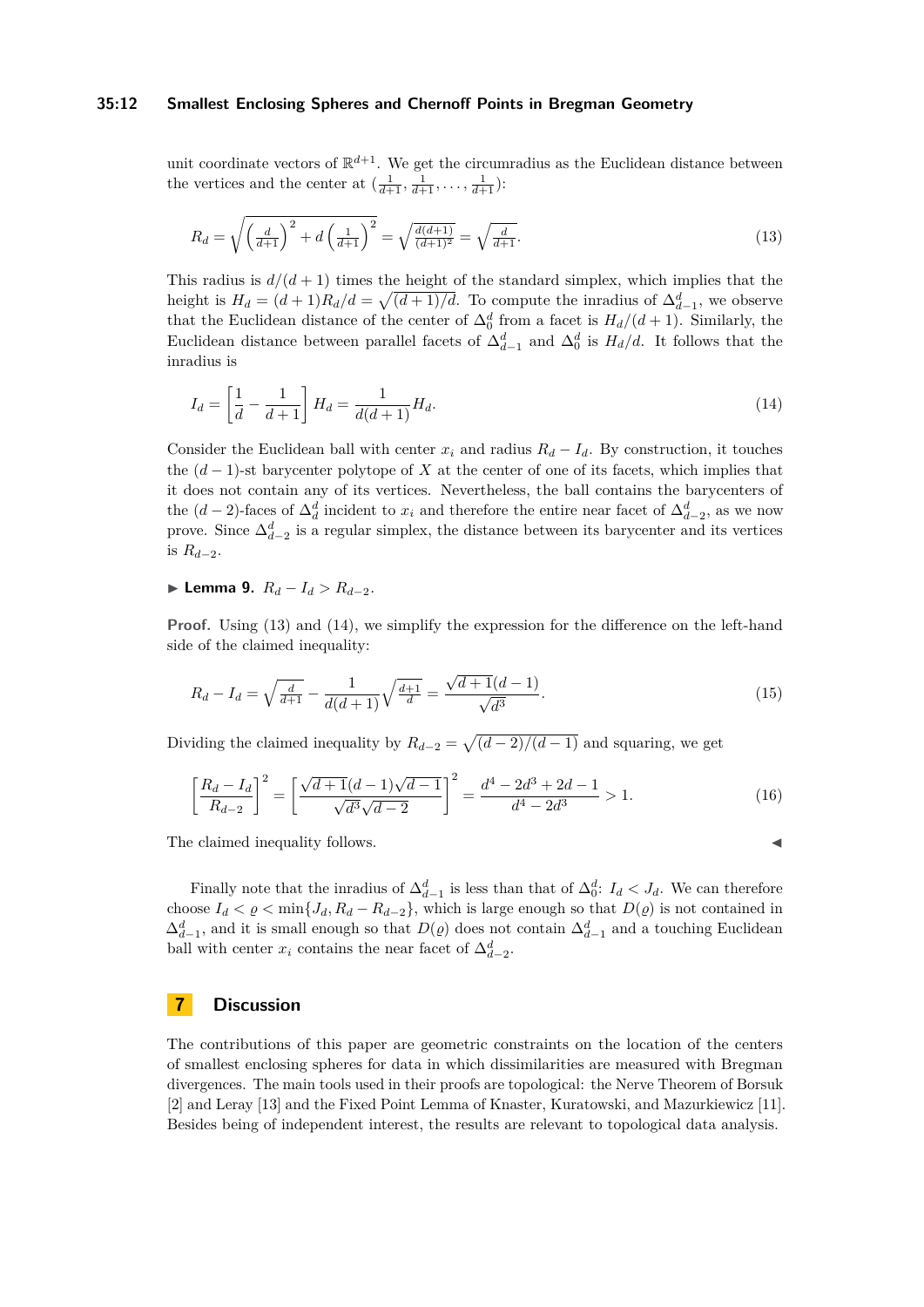unit coordinate vectors of $\mathbb{R}^{d+1}$. We get the circumradius as the Euclidean distance between the vertices and the center at $(\frac{1}{d+1}, \frac{1}{d+1}, \ldots, \frac{1}{d+1})$:

$$R_d = \sqrt{\left(\frac{d}{d+1}\right)^2 + d\left(\frac{1}{d+1}\right)^2} = \sqrt{\frac{d(d+1)}{(d+1)^2}} = \sqrt{\frac{d}{d+1}}. \tag{13}$$

This radius is $d/(d+1)$ times the height of the standard simplex, which implies that the height is $H_d = (d+1)R_d/d = \sqrt{(d+1)/d}$. To compute the inradius of $\Delta_{d-1}^d$, we observe that the Euclidean distance of the center of $\Delta_0^d$ from a facet is $H_d/(d+1)$. Similarly, the Euclidean distance between parallel facets of $\Delta_{d-1}^d$ and $\Delta_0^d$ is $H_d/d$. It follows that the inradius is

$$I_d = \left[\frac{1}{d} - \frac{1}{d+1}\right] H_d = \frac{1}{d(d+1)} H_d. \tag{14}$$

Consider the Euclidean ball with center $x_i$ and radius $R_d - I_d$. By construction, it touches the $(d-1)$-st barycenter polytope of $X$ at the center of one of its facets, which implies that it does not contain any of its vertices. Nevertheless, the ball contains the barycenters of the $(d-2)$-faces of $\Delta_d^d$ incident to $x_i$ and therefore the entire near facet of $\Delta_{d-2}^d$, as we now prove. Since $\Delta_{d-2}^d$ is a regular simplex, the distance between its barycenter and its vertices is $R_{d-2}$.

▶ **Lemma 9.** $R_d - I_d > R_{d-2}$.

**Proof.** Using (13) and (14), we simplify the expression for the difference on the left-hand side of the claimed inequality:

$$R_d - I_d = \sqrt{\frac{d}{d+1}} - \frac{1}{d(d+1)}\sqrt{\frac{d+1}{d}} = \frac{\sqrt{d+1}(d-1)}{\sqrt{d^3}}. \tag{15}$$

Dividing the claimed inequality by $R_{d-2} = \sqrt{(d-2)/(d-1)}$ and squaring, we get

$$\left[\frac{R_d - I_d}{R_{d-2}}\right]^2 = \left[\frac{\sqrt{d+1}(d-1)\sqrt{d-1}}{\sqrt{d^3}\sqrt{d-2}}\right]^2 = \frac{d^4 - 2d^3 + 2d - 1}{d^4 - 2d^3} > 1. \tag{16}$$

The claimed inequality follows. ◀

Finally note that the inradius of $\Delta_{d-1}^d$ is less than that of $\Delta_0^d$: $I_d < J_d$. We can therefore choose $I_d < \varrho < \min\{J_d, R_d - R_{d-2}\}$, which is large enough so that $D(\varrho)$ is not contained in $\Delta_{d-1}^d$, and it is small enough so that $D(\varrho)$ does not contain $\Delta_{d-1}^d$ and a touching Euclidean ball with center $x_i$ contains the near facet of $\Delta_{d-2}^d$.

## 7 Discussion

The contributions of this paper are geometric constraints on the location of the centers of smallest enclosing spheres for data in which dissimilarities are measured with Bregman divergences. The main tools used in their proofs are topological: the Nerve Theorem of Borsuk [2] and Leray [13] and the Fixed Point Lemma of Knaster, Kuratowski, and Mazurkiewicz [11]. Besides being of independent interest, the results are relevant to topological data analysis.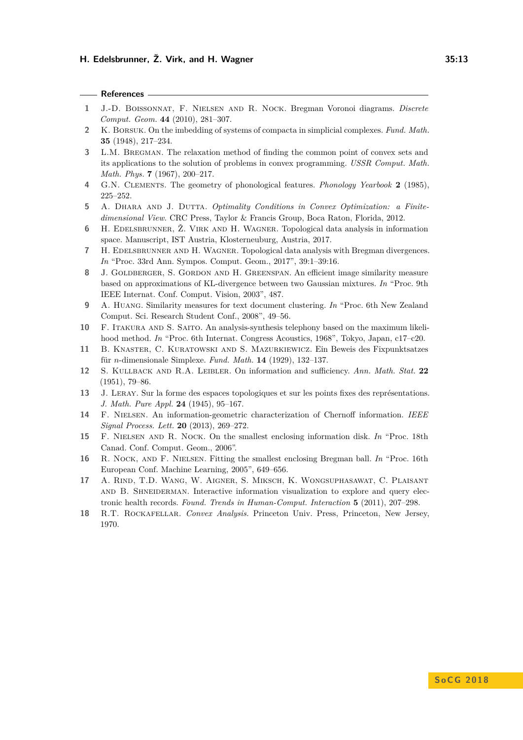## References

1. J.-D. Boissonnat, F. Nielsen and R. Nock. Bregman Voronoi diagrams. *Discrete Comput. Geom.* **44** (2010), 281–307.
2. K. Borsuk. On the imbedding of systems of compacta in simplicial complexes. *Fund. Math.* **35** (1948), 217–234.
3. L.M. Bregman. The relaxation method of finding the common point of convex sets and its applications to the solution of problems in convex programming. *USSR Comput. Math. Math. Phys.* **7** (1967), 200–217.
4. G.N. Clements. The geometry of phonological features. *Phonology Yearbook* **2** (1985), 225–252.
5. A. Dhara and J. Dutta. *Optimality Conditions in Convex Optimization: a Finite-dimensional View.* CRC Press, Taylor & Francis Group, Boca Raton, Florida, 2012.
6. H. Edelsbrunner, Ž. Virk and H. Wagner. Topological data analysis in information space. Manuscript, IST Austria, Klosterneuburg, Austria, 2017.
7. H. Edelsbrunner and H. Wagner. Topological data analysis with Bregman divergences. *In* "Proc. 33rd Ann. Sympos. Comput. Geom., 2017", 39:1–39:16.
8. J. Goldberger, S. Gordon and H. Greenspan. An efficient image similarity measure based on approximations of KL-divergence between two Gaussian mixtures. *In* "Proc. 9th IEEE Internat. Conf. Comput. Vision, 2003", 487.
9. A. Huang. Similarity measures for text document clustering. *In* "Proc. 6th New Zealand Comput. Sci. Research Student Conf., 2008", 49–56.
10. F. Itakura and S. Saito. An analysis-synthesis telephony based on the maximum likelihood method. *In* "Proc. 6th Internat. Congress Acoustics, 1968", Tokyo, Japan, c17–c20.
11. B. Knaster, C. Kuratowski and S. Mazurkiewicz. Ein Beweis des Fixpunktsatzes für $n$-dimensionale Simplexe. *Fund. Math.* **14** (1929), 132–137.
12. S. Kullback and R.A. Leibler. On information and sufficiency. *Ann. Math. Stat.* **22** (1951), 79–86.
13. J. Leray. Sur la forme des espaces topologiques et sur les points fixes des représentations. *J. Math. Pure Appl.* **24** (1945), 95–167.
14. F. Nielsen. An information-geometric characterization of Chernoff information. *IEEE Signal Process. Lett.* **20** (2013), 269–272.
15. F. Nielsen and R. Nock. On the smallest enclosing information disk. *In* "Proc. 18th Canad. Conf. Comput. Geom., 2006".
16. R. Nock, and F. Nielsen. Fitting the smallest enclosing Bregman ball. *In* "Proc. 16th European Conf. Machine Learning, 2005", 649–656.
17. A. Rind, T.D. Wang, W. Aigner, S. Miksch, K. Wongsuphasawat, C. Plaisant and B. Shneiderman. Interactive information visualization to explore and query electronic health records. *Found. Trends in Human-Comput. Interaction* **5** (2011), 207–298.
18. R.T. Rockafellar. *Convex Analysis.* Princeton Univ. Press, Princeton, New Jersey, 1970.